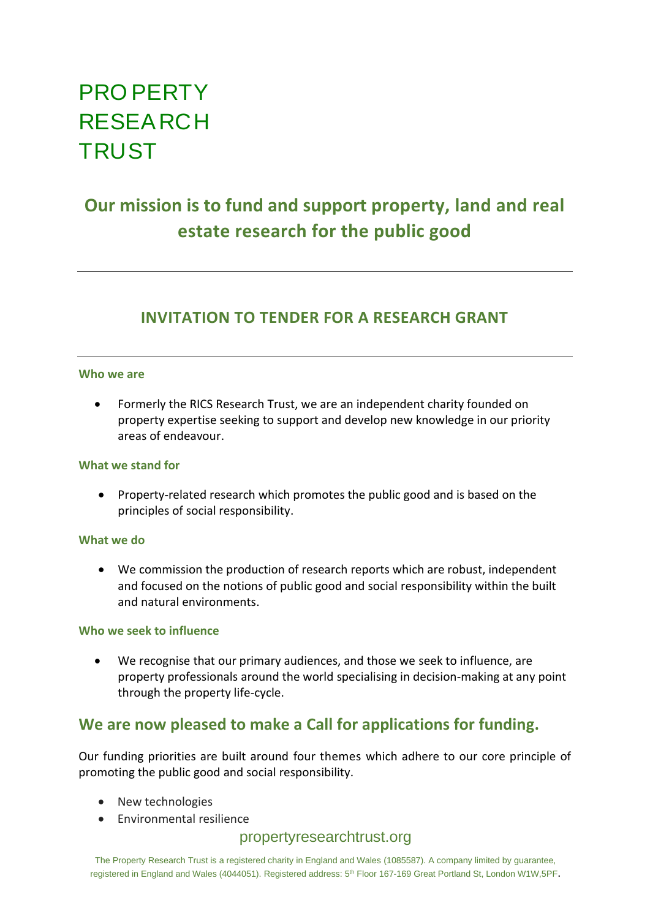# PROPERTY RESEARCH TRUST

## Our mission is to fund and support property, land and real estate research for the public good

---

## INVITATION TO TENDER FOR A RESEARCH GRANT

---

**Who we are**

- Formerly the RICS Research Trust, we are an independent charity founded on property expertise seeking to support and develop new knowledge in our priority areas of endeavour.

**What we stand for**

- Property-related research which promotes the public good and is based on the principles of social responsibility.

**What we do**

- We commission the production of research reports which are robust, independent and focused on the notions of public good and social responsibility within the built and natural environments.

**Who we seek to influence**

- We recognise that our primary audiences, and those we seek to influence, are property professionals around the world specialising in decision-making at any point through the property life-cycle.

## We are now pleased to make a Call for applications for funding.

Our funding priorities are built around four themes which adhere to our core principle of promoting the public good and social responsibility.

- New technologies
- Environmental resilience

propertyresearchtrust.org

The Property Research Trust is a registered charity in England and Wales (1085587). A company limited by guarantee, registered in England and Wales (4044051). Registered address: 5th Floor 167-169 Great Portland St, London W1W,5PF.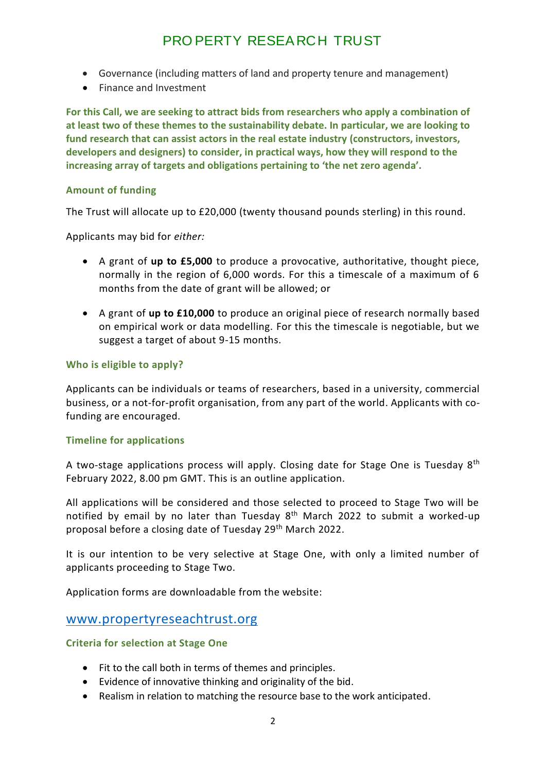- Governance (including matters of land and property tenure and management)
- Finance and Investment

**For this Call, we are seeking to attract bids from researchers who apply a combination of at least two of these themes to the sustainability debate. In particular, we are looking to fund research that can assist actors in the real estate industry (constructors, investors, developers and designers) to consider, in practical ways, how they will respond to the increasing array of targets and obligations pertaining to 'the net zero agenda'.**

### Amount of funding

The Trust will allocate up to £20,000 (twenty thousand pounds sterling) in this round.

Applicants may bid for *either:*

- A grant of **up to £5,000** to produce a provocative, authoritative, thought piece, normally in the region of 6,000 words. For this a timescale of a maximum of 6 months from the date of grant will be allowed; or

- A grant of **up to £10,000** to produce an original piece of research normally based on empirical work or data modelling. For this the timescale is negotiable, but we suggest a target of about 9-15 months.

### Who is eligible to apply?

Applicants can be individuals or teams of researchers, based in a university, commercial business, or a not-for-profit organisation, from any part of the world. Applicants with co-funding are encouraged.

### Timeline for applications

A two-stage applications process will apply. Closing date for Stage One is Tuesday 8th February 2022, 8.00 pm GMT. This is an outline application.

All applications will be considered and those selected to proceed to Stage Two will be notified by email by no later than Tuesday 8th March 2022 to submit a worked-up proposal before a closing date of Tuesday 29th March 2022.

It is our intention to be very selective at Stage One, with only a limited number of applicants proceeding to Stage Two.

Application forms are downloadable from the website:

www.propertyreseachtrust.org

### Criteria for selection at Stage One

- Fit to the call both in terms of themes and principles.
- Evidence of innovative thinking and originality of the bid.
- Realism in relation to matching the resource base to the work anticipated.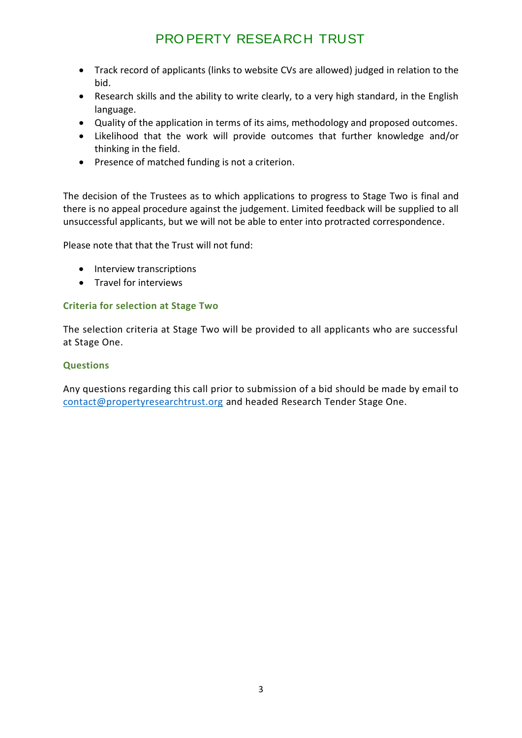- Track record of applicants (links to website CVs are allowed) judged in relation to the bid.
- Research skills and the ability to write clearly, to a very high standard, in the English language.
- Quality of the application in terms of its aims, methodology and proposed outcomes.
- Likelihood that the work will provide outcomes that further knowledge and/or thinking in the field.
- Presence of matched funding is not a criterion.

The decision of the Trustees as to which applications to progress to Stage Two is final and there is no appeal procedure against the judgement. Limited feedback will be supplied to all unsuccessful applicants, but we will not be able to enter into protracted correspondence.

Please note that that the Trust will not fund:

- Interview transcriptions
- Travel for interviews

### Criteria for selection at Stage Two

The selection criteria at Stage Two will be provided to all applicants who are successful at Stage One.

### Questions

Any questions regarding this call prior to submission of a bid should be made by email to [contact@propertyresearchtrust.org](mailto:contact@propertyresearchtrust.org) and headed Research Tender Stage One.